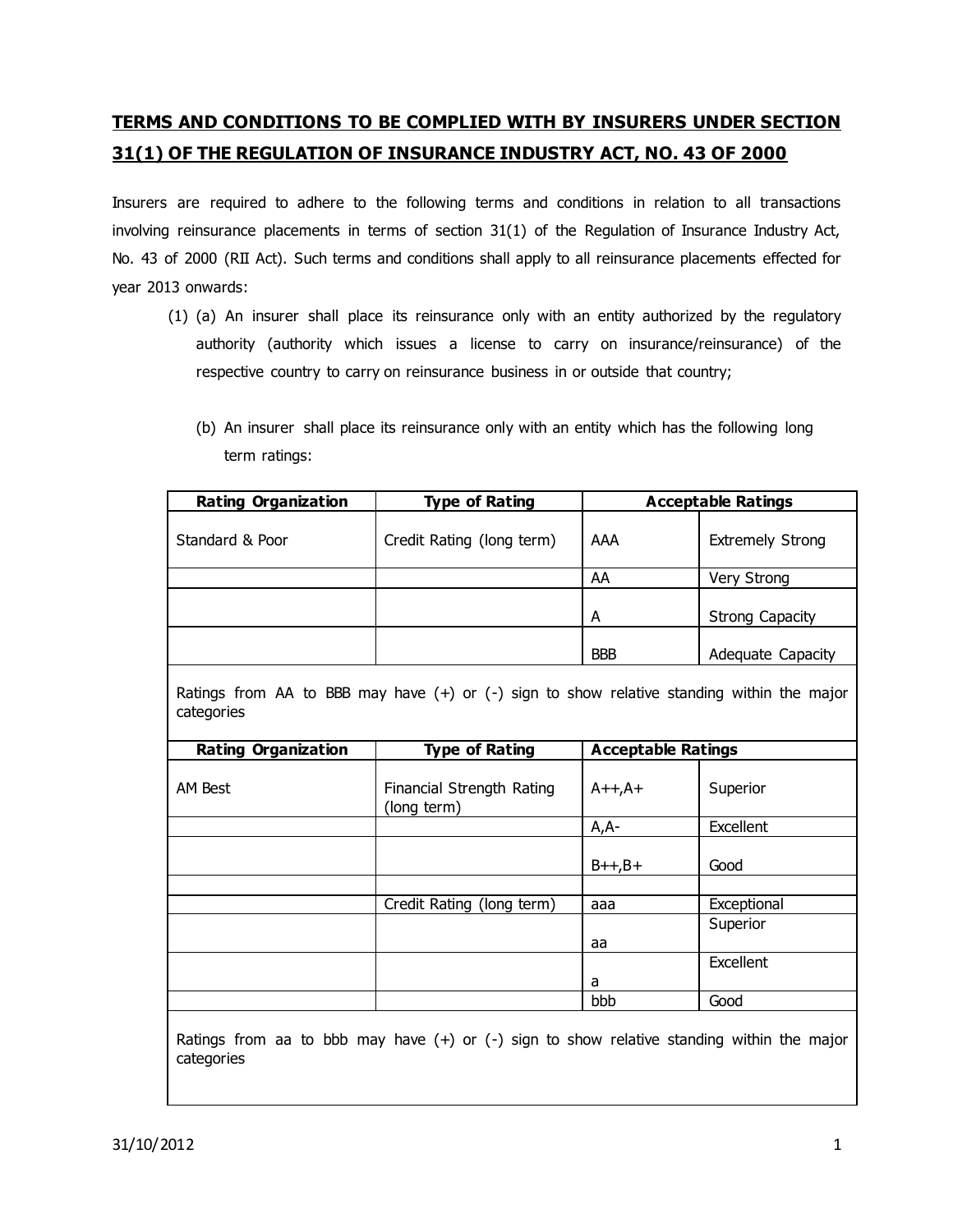# TERMS AND CONDITIONS TO BE COMPLIED WITH BY INSURERS UNDER SECTION 31(1) OF THE REGULATION OF INSURANCE INDUSTRY ACT, NO. 43 OF 2000

Insurers are required to adhere to the following terms and conditions in relation to all transactions involving reinsurance placements in terms of section 31(1) of the Regulation of Insurance Industry Act, No. 43 of 2000 (RII Act). Such terms and conditions shall apply to all reinsurance placements effected for year 2013 onwards:

(1) (a) An insurer shall place its reinsurance only with an entity authorized by the regulatory authority (authority which issues a license to carry on insurance/reinsurance) of the respective country to carry on reinsurance business in or outside that country;

(b) An insurer shall place its reinsurance only with an entity which has the following long term ratings:

| Rating Organization | Type of Rating | Acceptable Ratings | |
|---|---|---|---|
| Standard & Poor | Credit Rating (long term) | AAA | Extremely Strong |
| | | AA | Very Strong |
| | | A | Strong Capacity |
| | | BBB | Adequate Capacity |
| Ratings from AA to BBB may have (+) or (-) sign to show relative standing within the major categories | | | |
| **Rating Organization** | **Type of Rating** | **Acceptable Ratings** | |
| AM Best | Financial Strength Rating (long term) | A++,A+ | Superior |
| | | A,A- | Excellent |
| | | B++,B+ | Good |
| | | | |
| | Credit Rating (long term) | aaa | Exceptional |
| | | aa | Superior |
| | | a | Excellent |
| | | bbb | Good |
| Ratings from aa to bbb may have (+) or (-) sign to show relative standing within the major categories | | | |

31/10/2012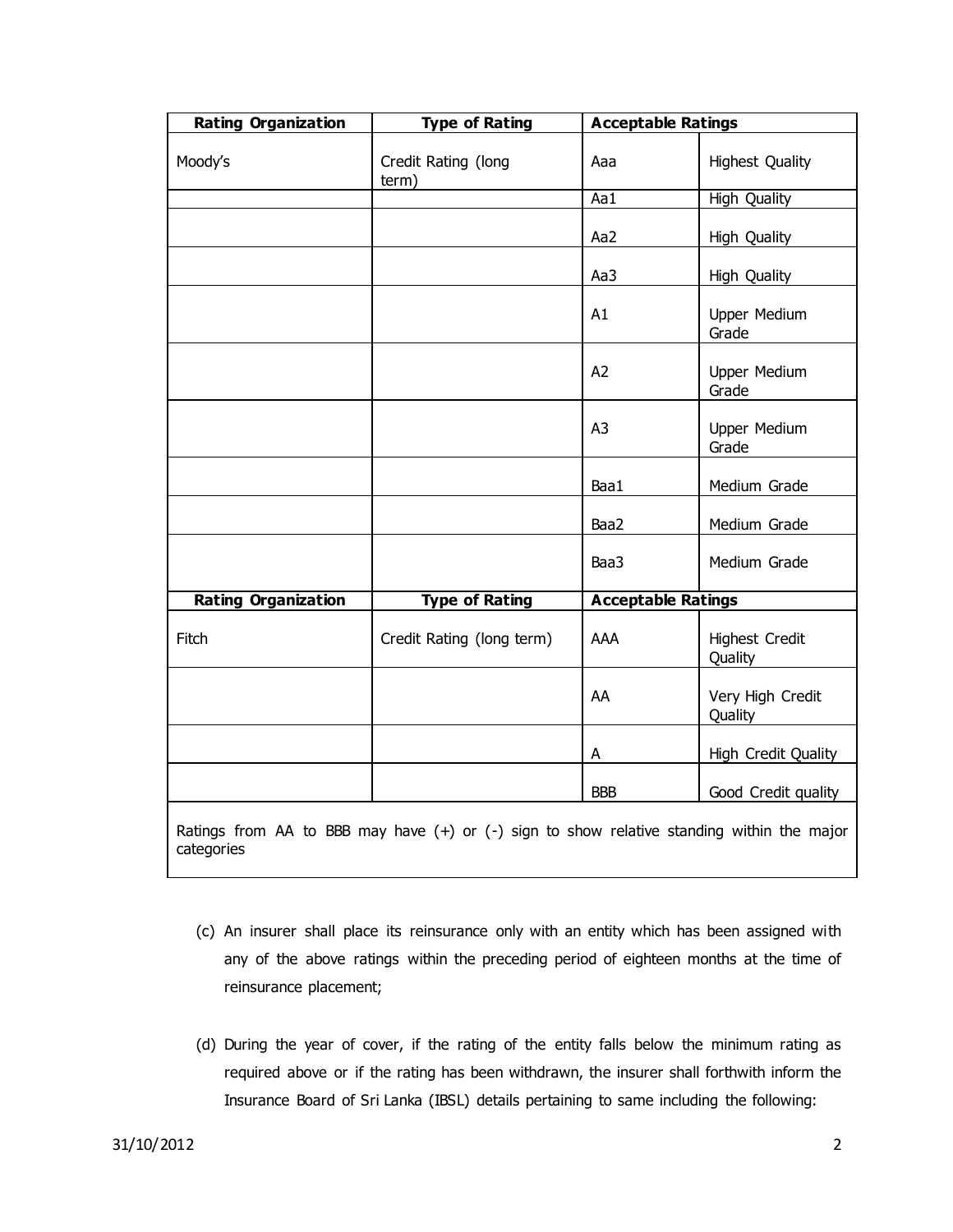| Rating Organization | Type of Rating | Acceptable Ratings | |
|---|---|---|---|
| Moody's | Credit Rating (long term) | Aaa | Highest Quality |
| | | Aa1 | High Quality |
| | | Aa2 | High Quality |
| | | Aa3 | High Quality |
| | | A1 | Upper Medium Grade |
| | | A2 | Upper Medium Grade |
| | | A3 | Upper Medium Grade |
| | | Baa1 | Medium Grade |
| | | Baa2 | Medium Grade |
| | | Baa3 | Medium Grade |
| **Rating Organization** | **Type of Rating** | **Acceptable Ratings** | |
| Fitch | Credit Rating (long term) | AAA | Highest Credit Quality |
| | | AA | Very High Credit Quality |
| | | A | High Credit Quality |
| | | BBB | Good Credit quality |
| Ratings from AA to BBB may have (+) or (-) sign to show relative standing within the major categories | | | |

(c) An insurer shall place its reinsurance only with an entity which has been assigned with any of the above ratings within the preceding period of eighteen months at the time of reinsurance placement;

(d) During the year of cover, if the rating of the entity falls below the minimum rating as required above or if the rating has been withdrawn, the insurer shall forthwith inform the Insurance Board of Sri Lanka (IBSL) details pertaining to same including the following: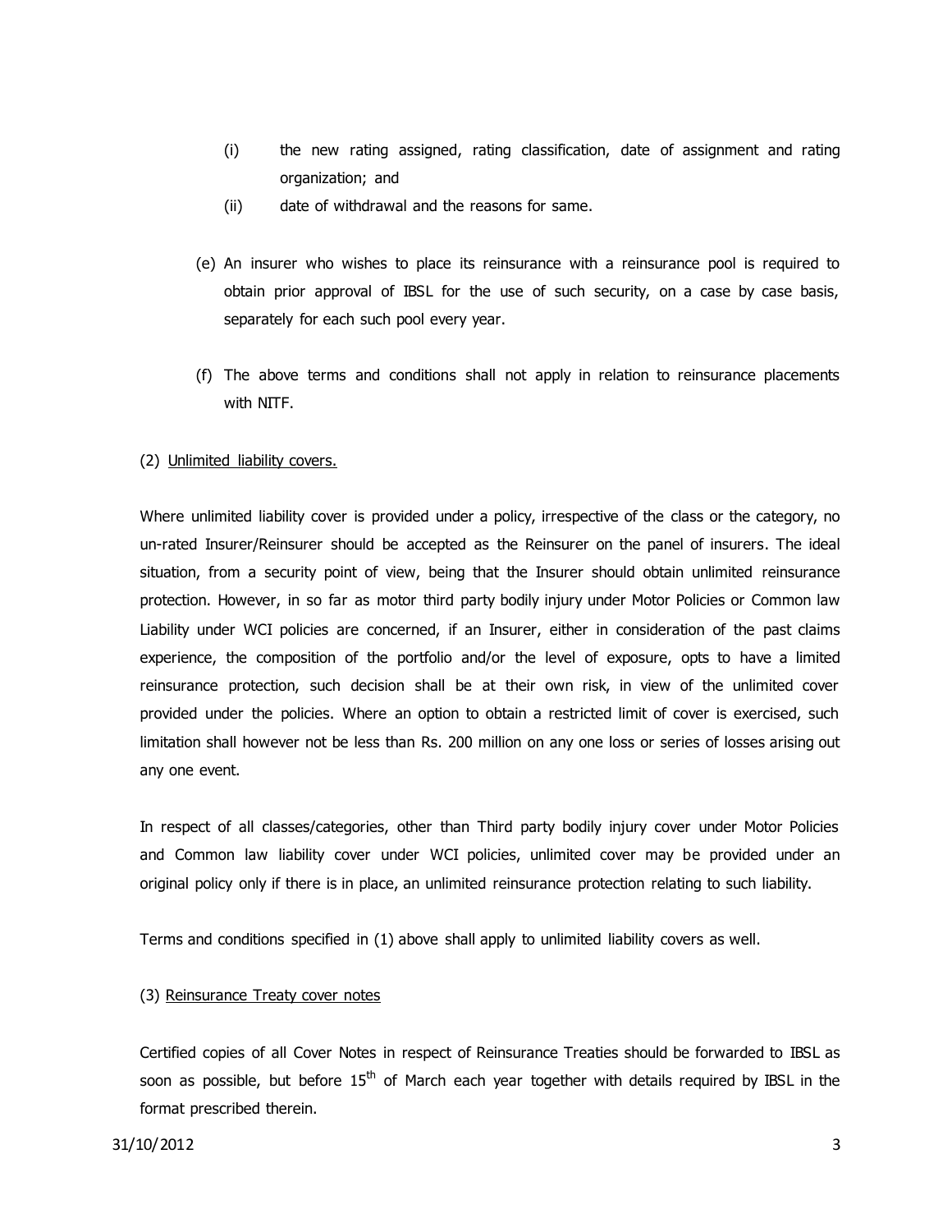(i) the new rating assigned, rating classification, date of assignment and rating organization; and

(ii) date of withdrawal and the reasons for same.

(e) An insurer who wishes to place its reinsurance with a reinsurance pool is required to obtain prior approval of IBSL for the use of such security, on a case by case basis, separately for each such pool every year.

(f) The above terms and conditions shall not apply in relation to reinsurance placements with NITF.

(2) <u>Unlimited liability covers.</u>

Where unlimited liability cover is provided under a policy, irrespective of the class or the category, no un-rated Insurer/Reinsurer should be accepted as the Reinsurer on the panel of insurers. The ideal situation, from a security point of view, being that the Insurer should obtain unlimited reinsurance protection. However, in so far as motor third party bodily injury under Motor Policies or Common law Liability under WCI policies are concerned, if an Insurer, either in consideration of the past claims experience, the composition of the portfolio and/or the level of exposure, opts to have a limited reinsurance protection, such decision shall be at their own risk, in view of the unlimited cover provided under the policies. Where an option to obtain a restricted limit of cover is exercised, such limitation shall however not be less than Rs. 200 million on any one loss or series of losses arising out any one event.

In respect of all classes/categories, other than Third party bodily injury cover under Motor Policies and Common law liability cover under WCI policies, unlimited cover may be provided under an original policy only if there is in place, an unlimited reinsurance protection relating to such liability.

Terms and conditions specified in (1) above shall apply to unlimited liability covers as well.

(3) <u>Reinsurance Treaty cover notes</u>

Certified copies of all Cover Notes in respect of Reinsurance Treaties should be forwarded to IBSL as soon as possible, but before 15th of March each year together with details required by IBSL in the format prescribed therein.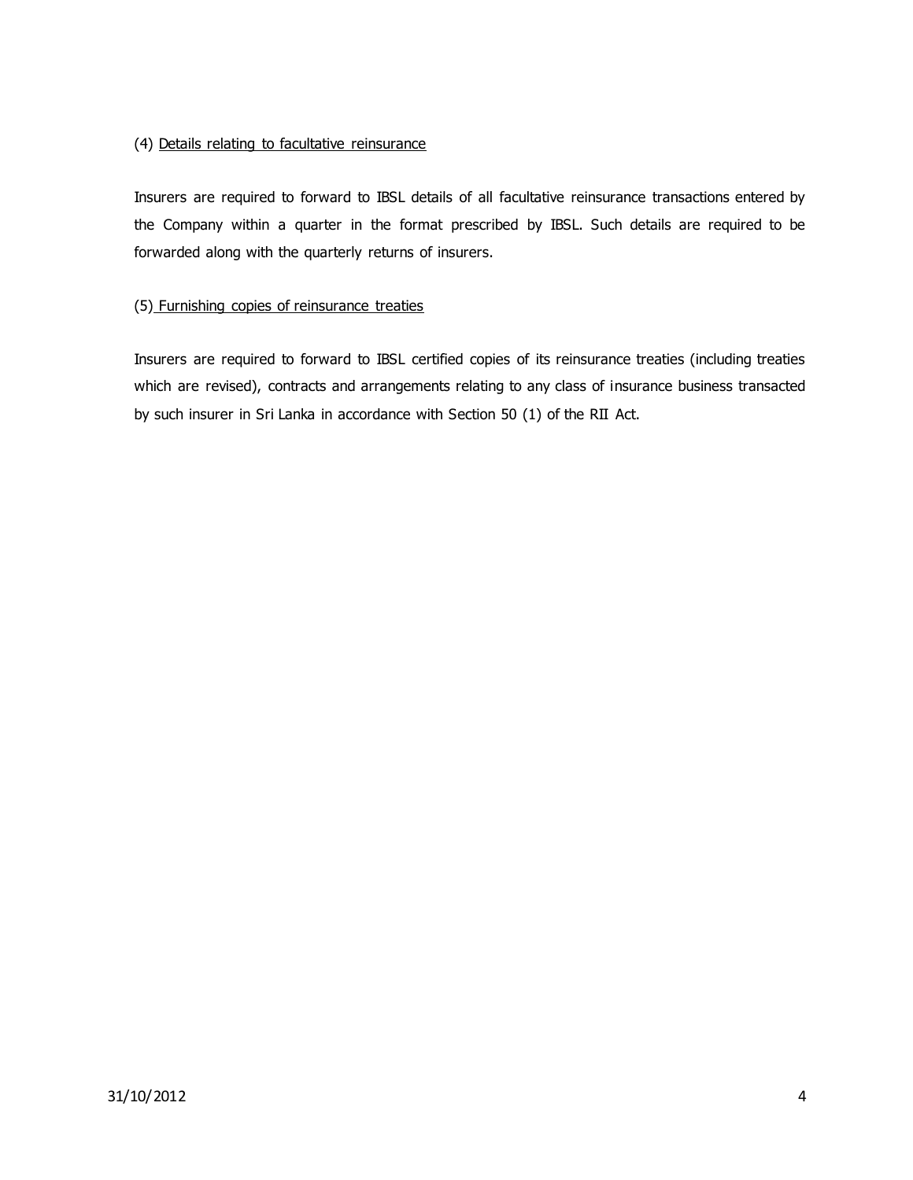(4) Details relating to facultative reinsurance

Insurers are required to forward to IBSL details of all facultative reinsurance transactions entered by the Company within a quarter in the format prescribed by IBSL. Such details are required to be forwarded along with the quarterly returns of insurers.

(5) Furnishing copies of reinsurance treaties

Insurers are required to forward to IBSL certified copies of its reinsurance treaties (including treaties which are revised), contracts and arrangements relating to any class of insurance business transacted by such insurer in Sri Lanka in accordance with Section 50 (1) of the RII Act.